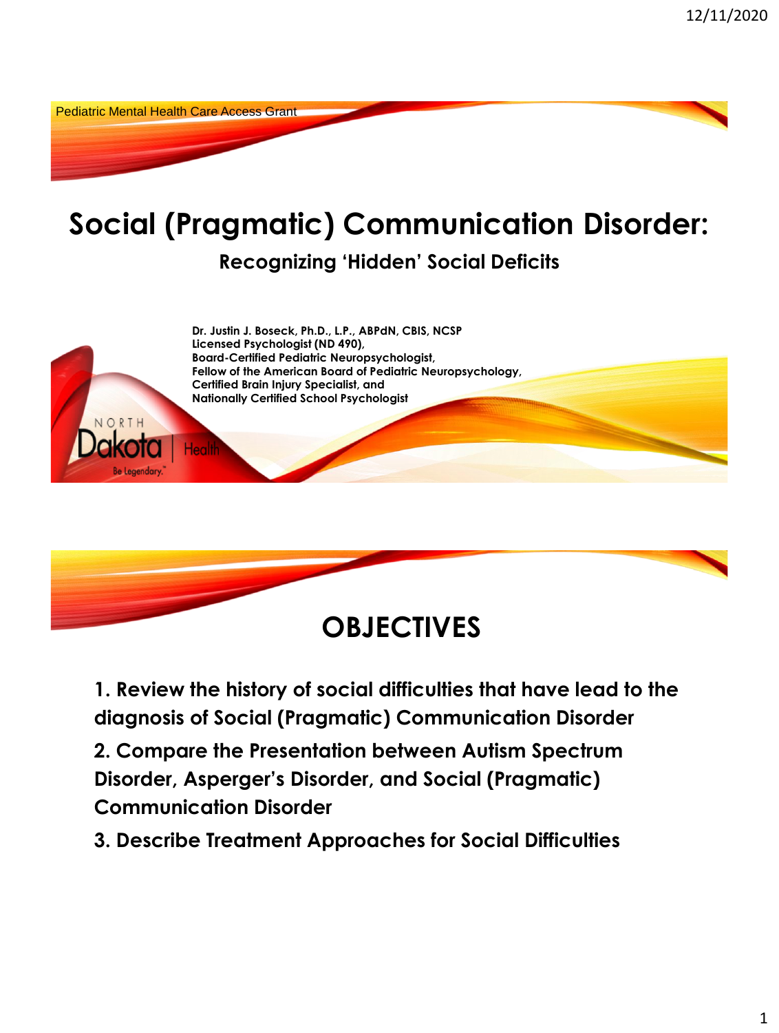Pediatric Mental Health Care Access Grant

# Social (Pragmatic) Communication Disorder:

## Recognizing 'Hidden' Social Deficits

**Dr. Justin J. Boseck, Ph.D., L.P., ABPdN, CBIS, NCSP**
**Licensed Psychologist (ND 490),**
**Board-Certified Pediatric Neuropsychologist,**
**Fellow of the American Board of Pediatric Neuropsychology,**
**Certified Brain Injury Specialist, and**
**Nationally Certified School Psychologist**

NORTH Dakota | Health
Be Legendary.

# OBJECTIVES

1. **Review the history of social difficulties that have lead to the diagnosis of Social (Pragmatic) Communication Disorder**
2. **Compare the Presentation between Autism Spectrum Disorder, Asperger's Disorder, and Social (Pragmatic) Communication Disorder**
3. **Describe Treatment Approaches for Social Difficulties**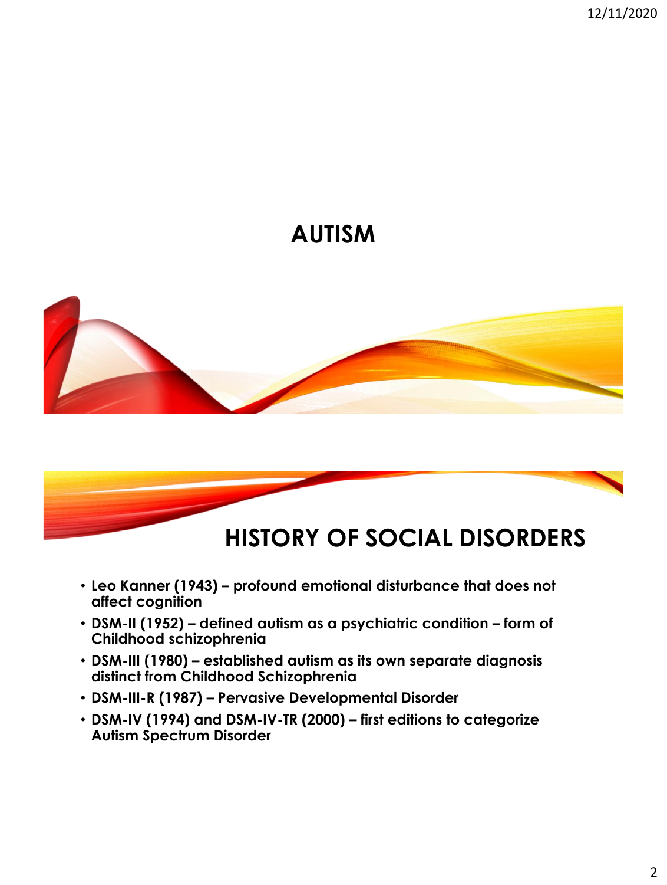# AUTISM

## HISTORY OF SOCIAL DISORDERS

- **Leo Kanner (1943) – profound emotional disturbance that does not affect cognition**
- **DSM-II (1952) – defined autism as a psychiatric condition – form of Childhood schizophrenia**
- **DSM-III (1980) – established autism as its own separate diagnosis distinct from Childhood Schizophrenia**
- **DSM-III-R (1987) – Pervasive Developmental Disorder**
- **DSM-IV (1994) and DSM-IV-TR (2000) – first editions to categorize Autism Spectrum Disorder**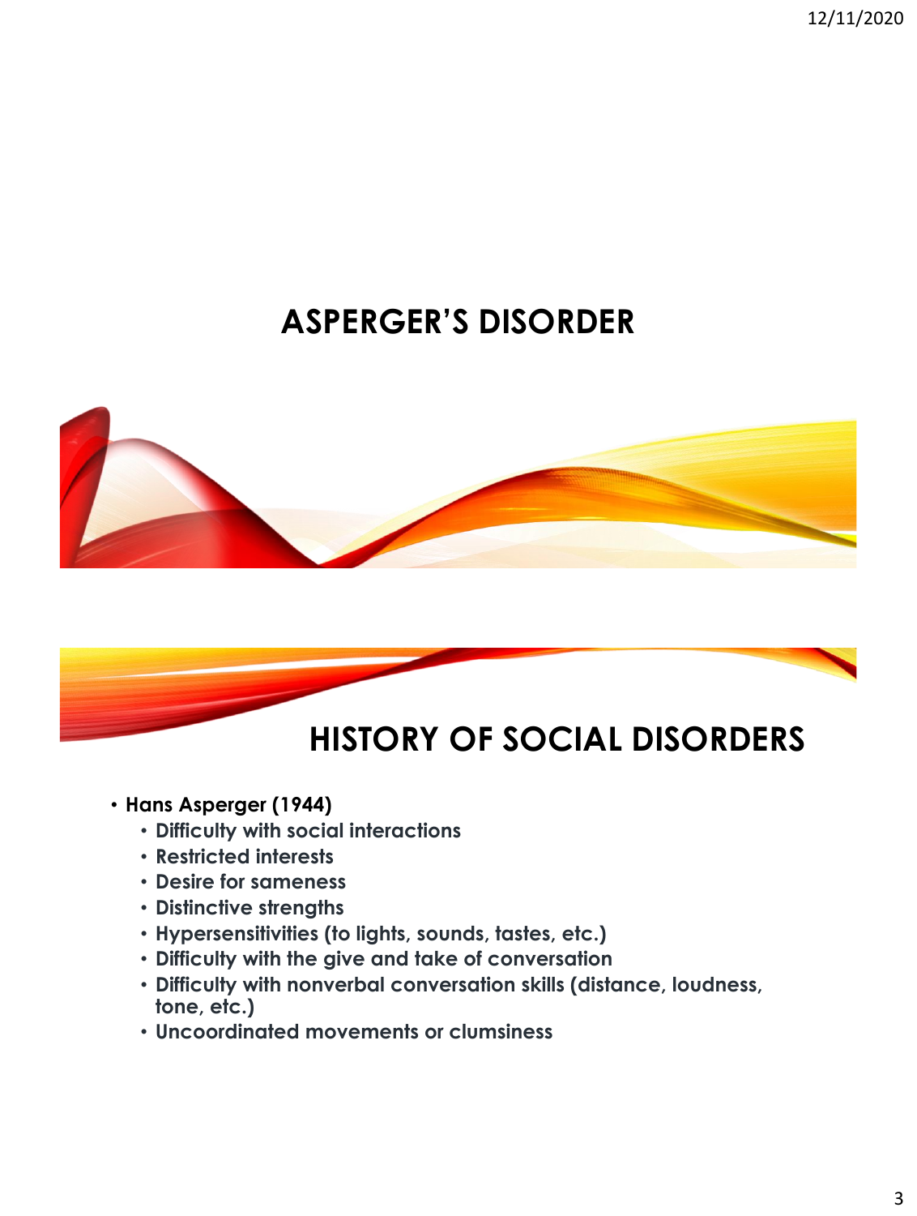# ASPERGER'S DISORDER

# HISTORY OF SOCIAL DISORDERS

- **Hans Asperger (1944)**
  - **Difficulty with social interactions**
  - **Restricted interests**
  - **Desire for sameness**
  - **Distinctive strengths**
  - **Hypersensitivities (to lights, sounds, tastes, etc.)**
  - **Difficulty with the give and take of conversation**
  - **Difficulty with nonverbal conversation skills (distance, loudness, tone, etc.)**
  - **Uncoordinated movements or clumsiness**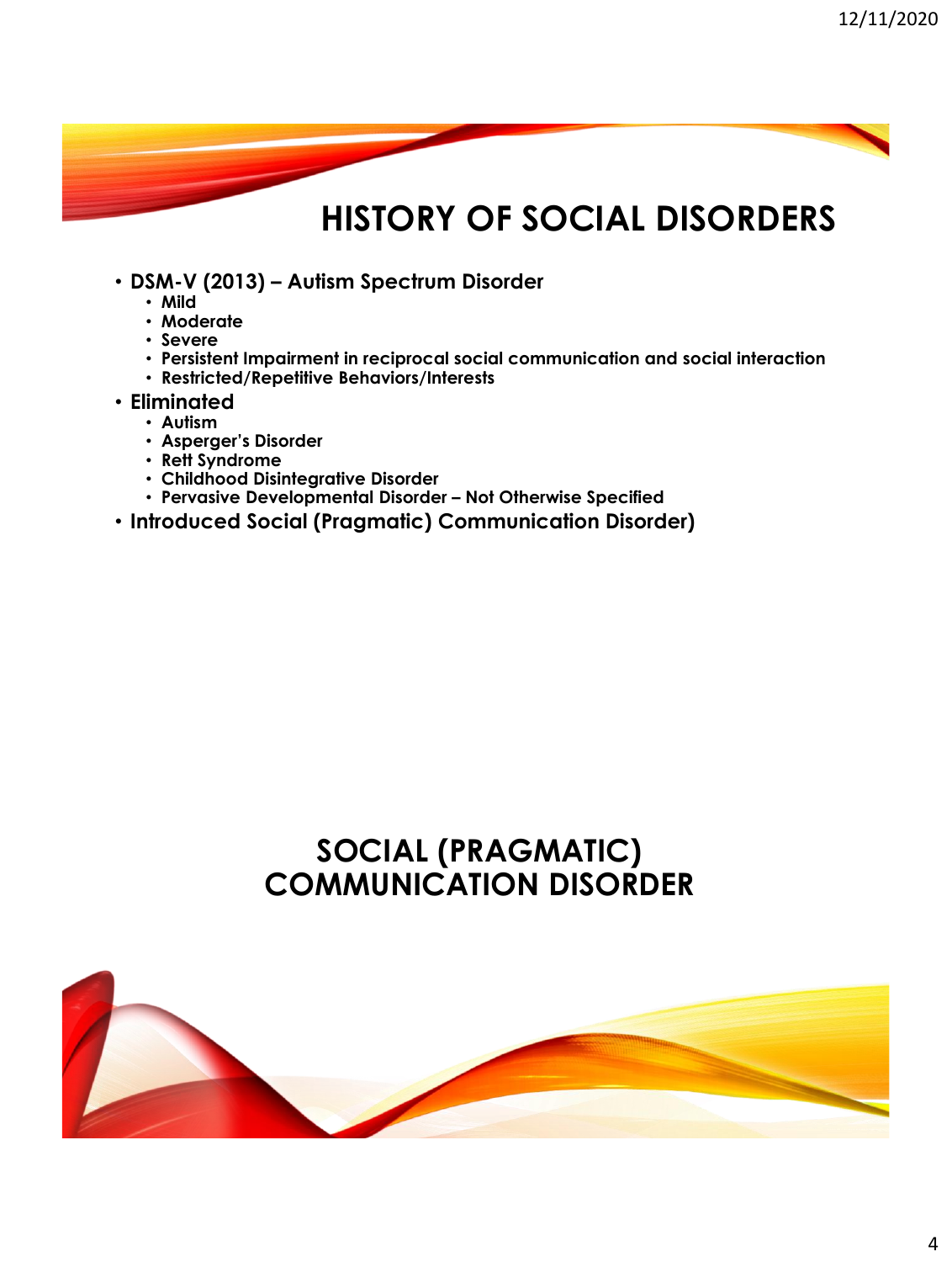# HISTORY OF SOCIAL DISORDERS

- **DSM-V (2013) – Autism Spectrum Disorder**
  - **Mild**
  - **Moderate**
  - **Severe**
  - **Persistent Impairment in reciprocal social communication and social interaction**
  - **Restricted/Repetitive Behaviors/Interests**
- **Eliminated**
  - **Autism**
  - **Asperger's Disorder**
  - **Rett Syndrome**
  - **Childhood Disintegrative Disorder**
  - **Pervasive Developmental Disorder – Not Otherwise Specified**
- **Introduced Social (Pragmatic) Communication Disorder)**

# SOCIAL (PRAGMATIC) COMMUNICATION DISORDER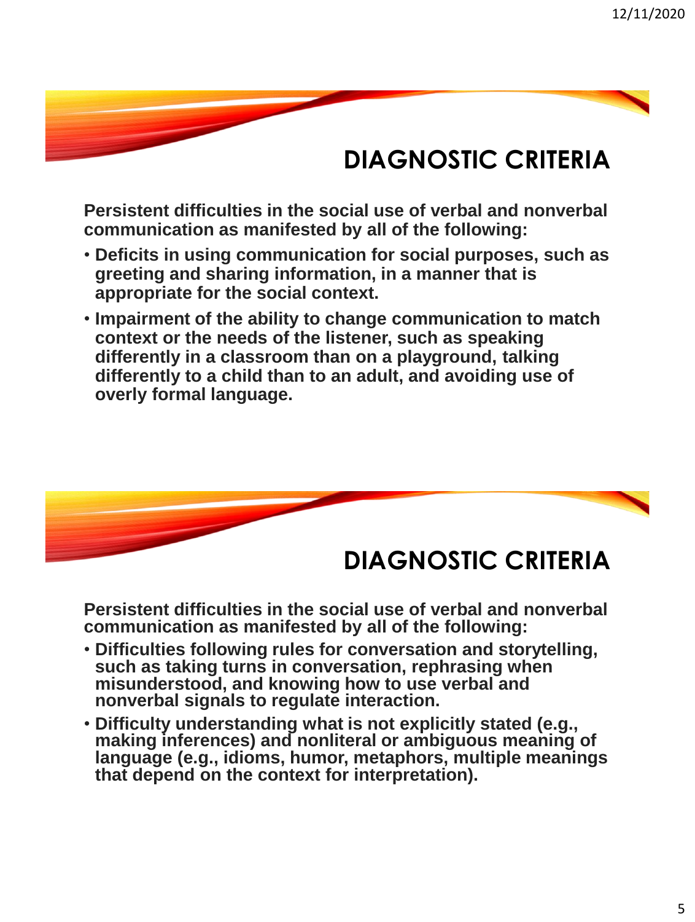## DIAGNOSTIC CRITERIA

**Persistent difficulties in the social use of verbal and nonverbal communication as manifested by all of the following:**

- **Deficits in using communication for social purposes, such as greeting and sharing information, in a manner that is appropriate for the social context.**
- **Impairment of the ability to change communication to match context or the needs of the listener, such as speaking differently in a classroom than on a playground, talking differently to a child than to an adult, and avoiding use of overly formal language.**

## DIAGNOSTIC CRITERIA

**Persistent difficulties in the social use of verbal and nonverbal communication as manifested by all of the following:**

- **Difficulties following rules for conversation and storytelling, such as taking turns in conversation, rephrasing when misunderstood, and knowing how to use verbal and nonverbal signals to regulate interaction.**
- **Difficulty understanding what is not explicitly stated (e.g., making inferences) and nonliteral or ambiguous meaning of language (e.g., idioms, humor, metaphors, multiple meanings that depend on the context for interpretation).**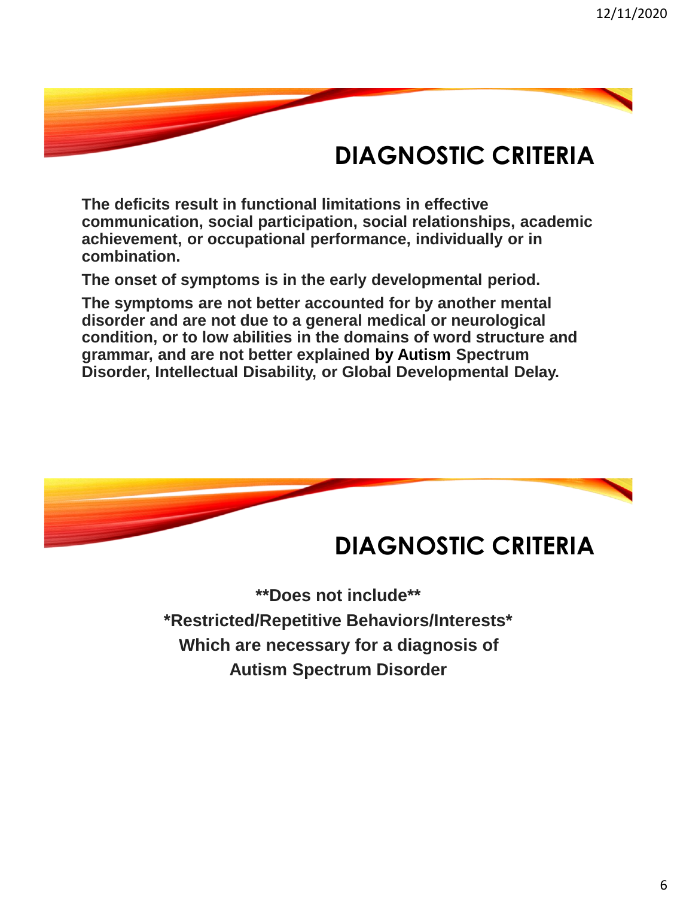## DIAGNOSTIC CRITERIA

**The deficits result in functional limitations in effective communication, social participation, social relationships, academic achievement, or occupational performance, individually or in combination.**

**The onset of symptoms is in the early developmental period.**

**The symptoms are not better accounted for by another mental disorder and are not due to a general medical or neurological condition, or to low abilities in the domains of word structure and grammar, and are not better explained by Autism Spectrum Disorder, Intellectual Disability, or Global Developmental Delay.**

## DIAGNOSTIC CRITERIA

**\*\*Does not include\*\***

**\*Restricted/Repetitive Behaviors/Interests\***

**Which are necessary for a diagnosis of**

**Autism Spectrum Disorder**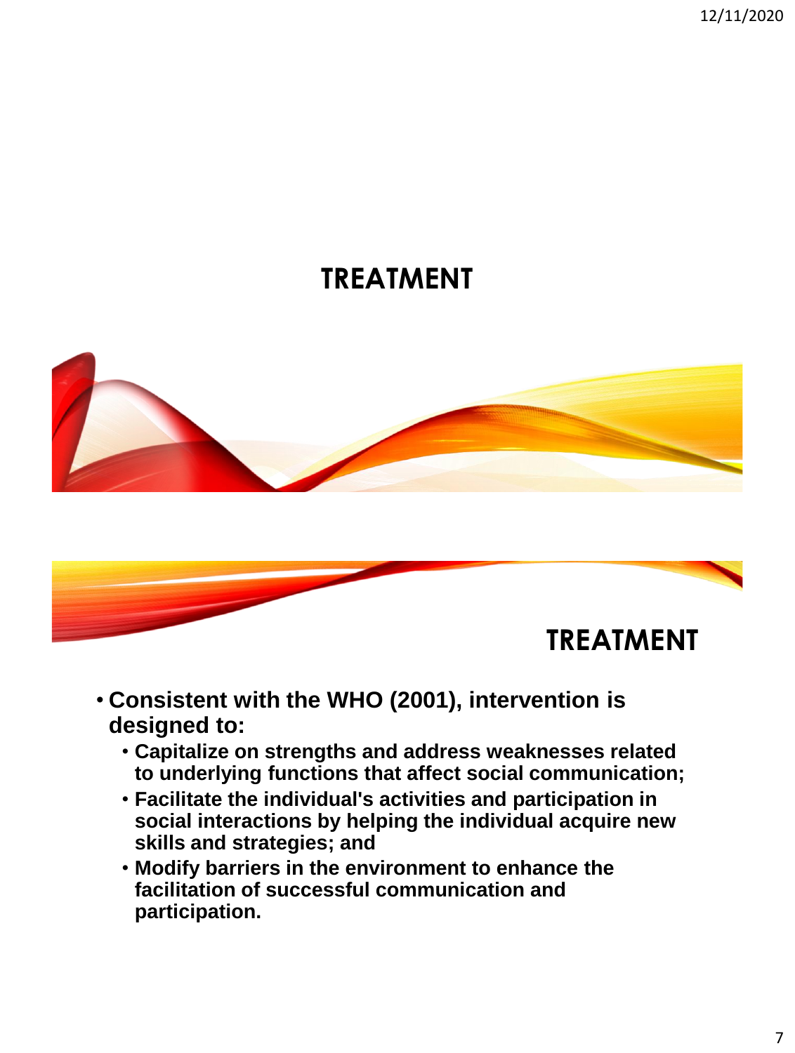# TREATMENT

# TREATMENT

- **Consistent with the WHO (2001), intervention is designed to:**
  - **Capitalize on strengths and address weaknesses related to underlying functions that affect social communication;**
  - **Facilitate the individual's activities and participation in social interactions by helping the individual acquire new skills and strategies; and**
  - **Modify barriers in the environment to enhance the facilitation of successful communication and participation.**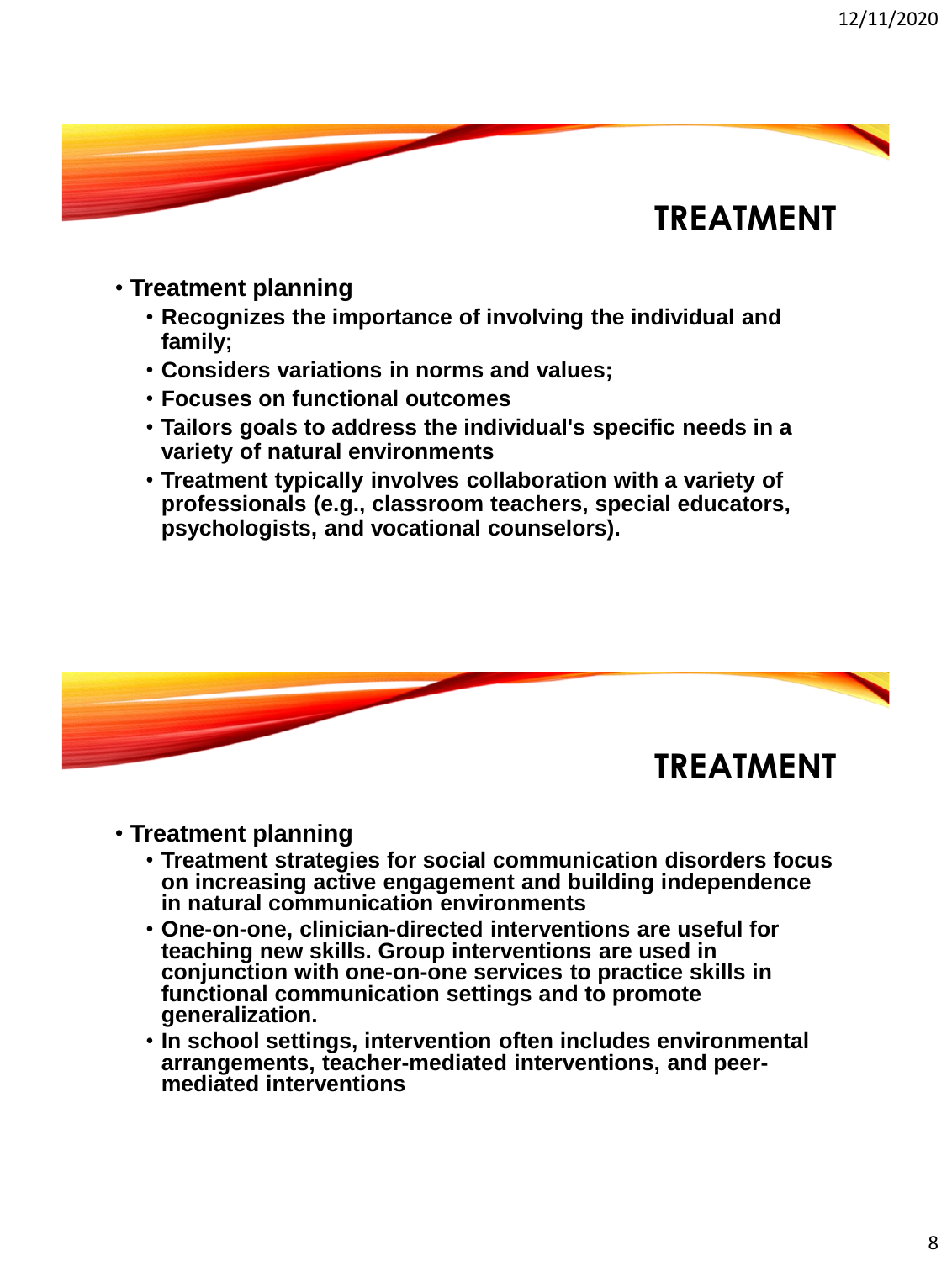# TREATMENT

- **Treatment planning**
  - **Recognizes the importance of involving the individual and family;**
  - **Considers variations in norms and values;**
  - **Focuses on functional outcomes**
  - **Tailors goals to address the individual's specific needs in a variety of natural environments**
  - **Treatment typically involves collaboration with a variety of professionals (e.g., classroom teachers, special educators, psychologists, and vocational counselors).**

# TREATMENT

- **Treatment planning**
  - **Treatment strategies for social communication disorders focus on increasing active engagement and building independence in natural communication environments**
  - **One-on-one, clinician-directed interventions are useful for teaching new skills. Group interventions are used in conjunction with one-on-one services to practice skills in functional communication settings and to promote generalization.**
  - **In school settings, intervention often includes environmental arrangements, teacher-mediated interventions, and peer-mediated interventions**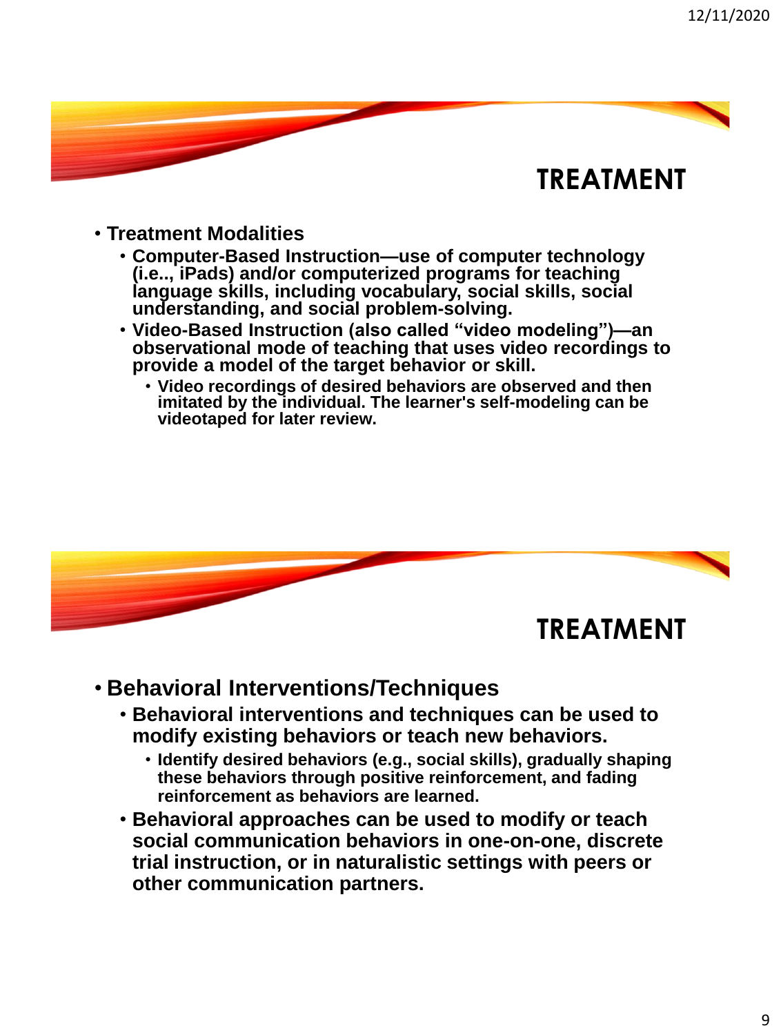# TREATMENT

- **Treatment Modalities**
  - **Computer-Based Instruction—use of computer technology (i.e.., iPads) and/or computerized programs for teaching language skills, including vocabulary, social skills, social understanding, and social problem-solving.**
  - **Video-Based Instruction (also called "video modeling")—an observational mode of teaching that uses video recordings to provide a model of the target behavior or skill.**
    - **Video recordings of desired behaviors are observed and then imitated by the individual. The learner's self-modeling can be videotaped for later review.**

# TREATMENT

- **Behavioral Interventions/Techniques**
  - **Behavioral interventions and techniques can be used to modify existing behaviors or teach new behaviors.**
    - **Identify desired behaviors (e.g., social skills), gradually shaping these behaviors through positive reinforcement, and fading reinforcement as behaviors are learned.**
  - **Behavioral approaches can be used to modify or teach social communication behaviors in one-on-one, discrete trial instruction, or in naturalistic settings with peers or other communication partners.**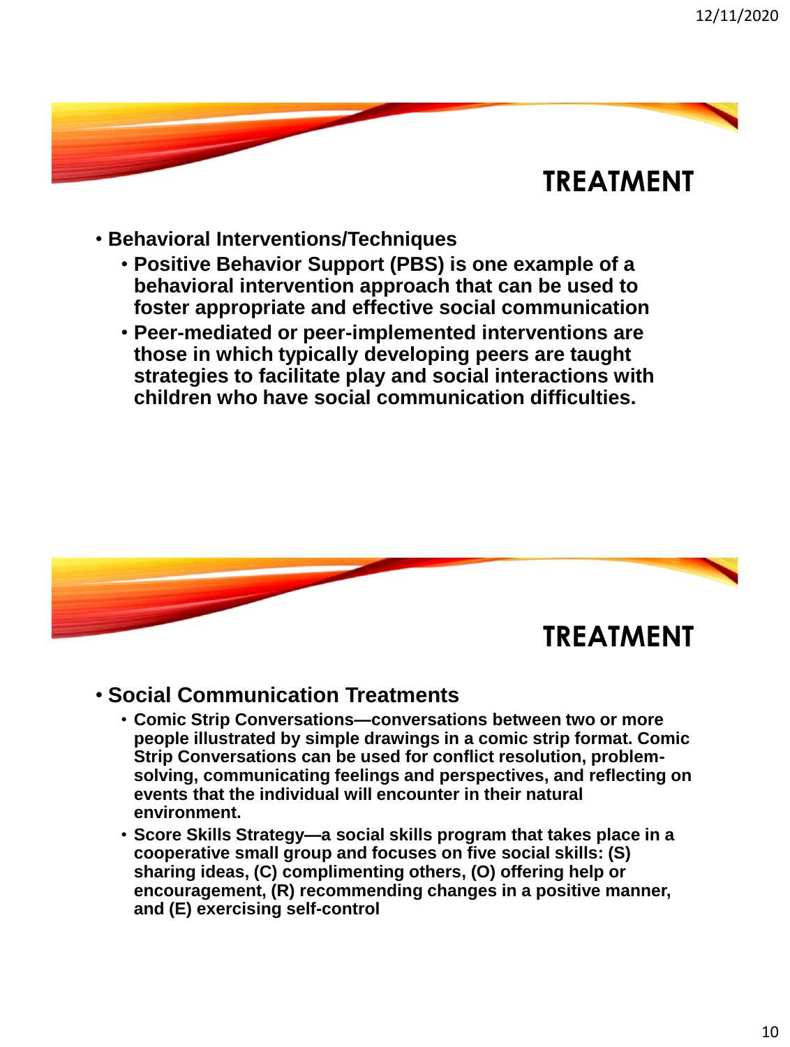## TREATMENT

- **Behavioral Interventions/Techniques**
  - **Positive Behavior Support (PBS) is one example of a behavioral intervention approach that can be used to foster appropriate and effective social communication**
  - **Peer-mediated or peer-implemented interventions are those in which typically developing peers are taught strategies to facilitate play and social interactions with children who have social communication difficulties.**

## TREATMENT

- **Social Communication Treatments**
  - **Comic Strip Conversations—conversations between two or more people illustrated by simple drawings in a comic strip format. Comic Strip Conversations can be used for conflict resolution, problem-solving, communicating feelings and perspectives, and reflecting on events that the individual will encounter in their natural environment.**
  - **Score Skills Strategy—a social skills program that takes place in a cooperative small group and focuses on five social skills: (S) sharing ideas, (C) complimenting others, (O) offering help or encouragement, (R) recommending changes in a positive manner, and (E) exercising self-control**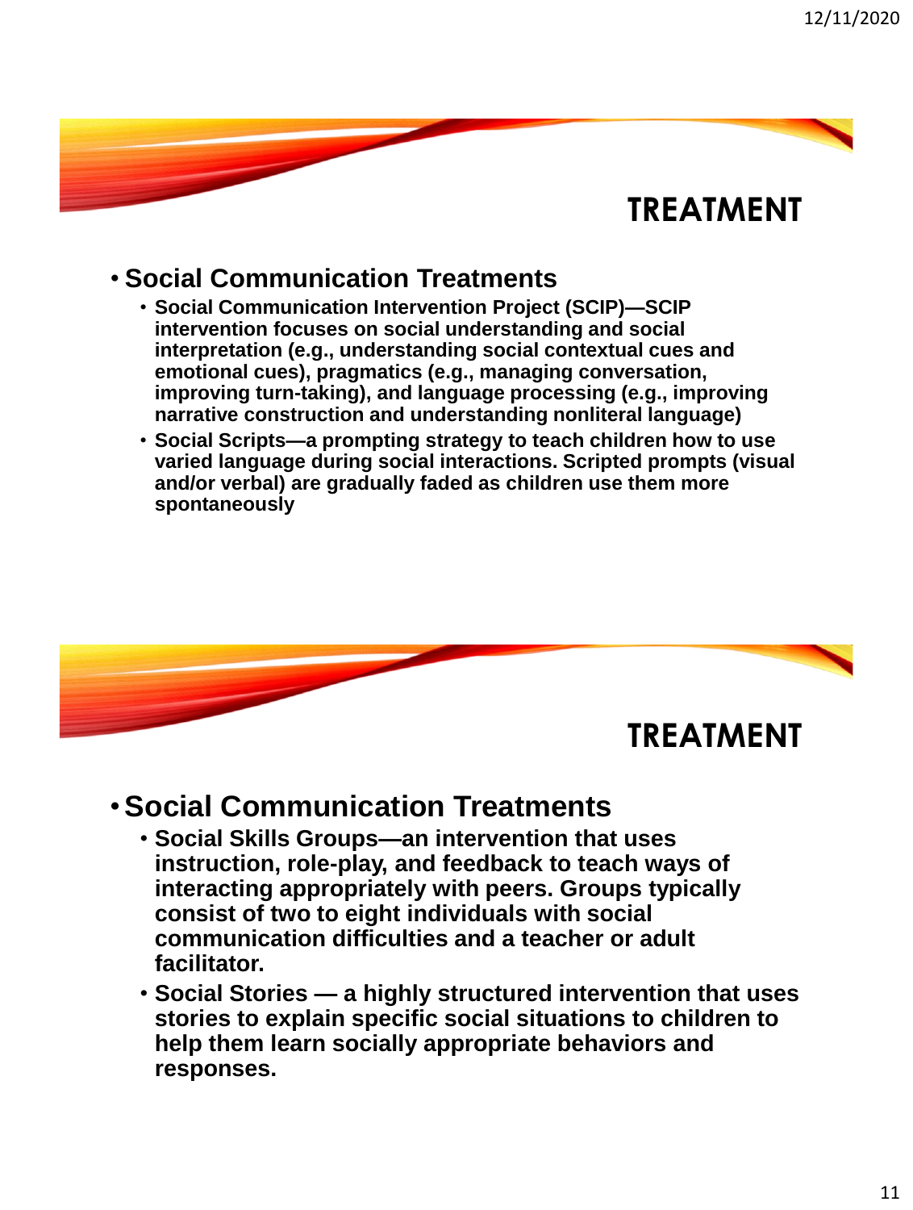## TREATMENT

- **Social Communication Treatments**
  - **Social Communication Intervention Project (SCIP)—SCIP intervention focuses on social understanding and social interpretation (e.g., understanding social contextual cues and emotional cues), pragmatics (e.g., managing conversation, improving turn-taking), and language processing (e.g., improving narrative construction and understanding nonliteral language)**
  - **Social Scripts—a prompting strategy to teach children how to use varied language during social interactions. Scripted prompts (visual and/or verbal) are gradually faded as children use them more spontaneously**

## TREATMENT

- **Social Communication Treatments**
  - **Social Skills Groups—an intervention that uses instruction, role-play, and feedback to teach ways of interacting appropriately with peers. Groups typically consist of two to eight individuals with social communication difficulties and a teacher or adult facilitator.**
  - **Social Stories — a highly structured intervention that uses stories to explain specific social situations to children to help them learn socially appropriate behaviors and responses.**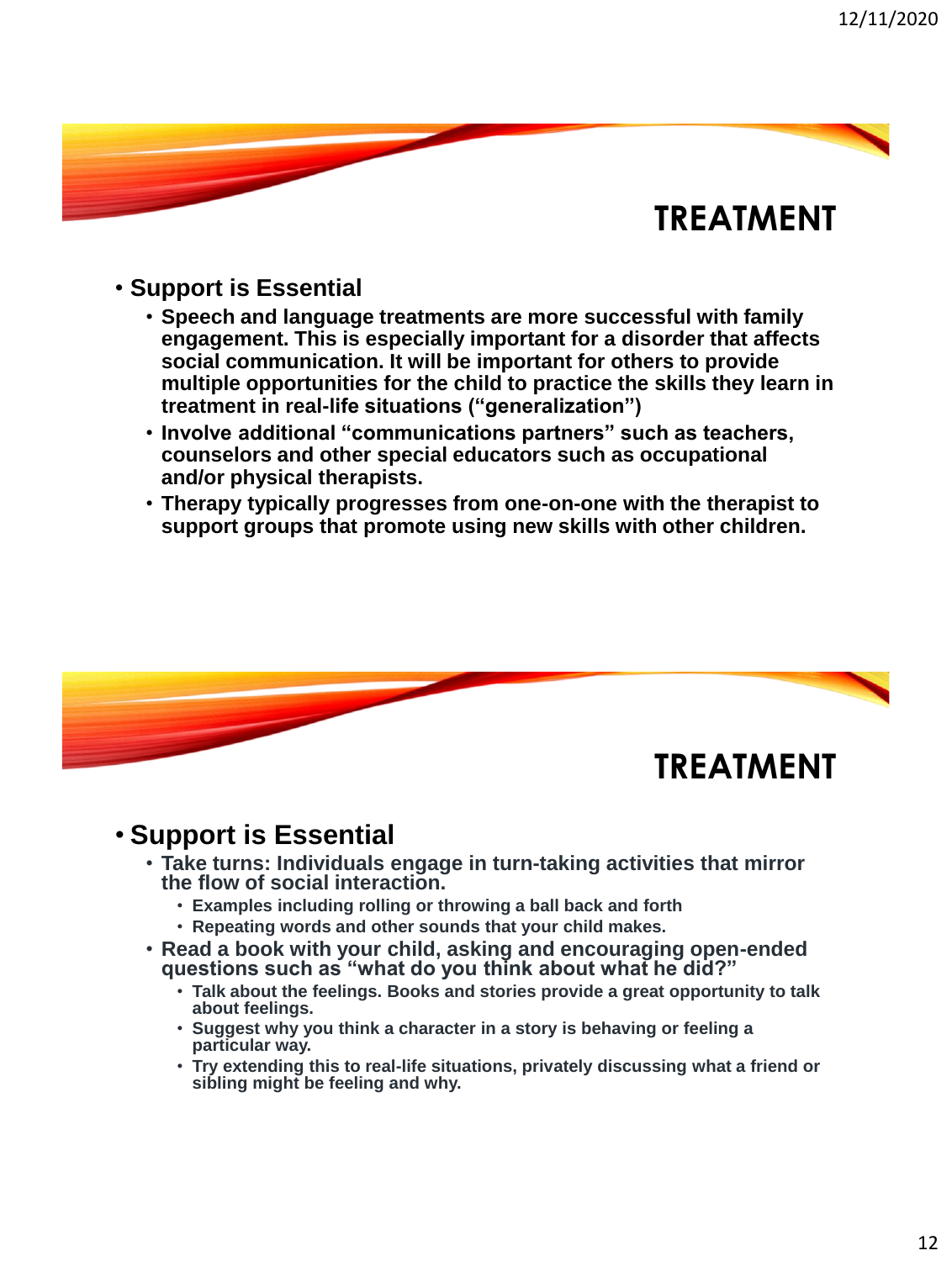# TREATMENT

- **Support is Essential**
  - **Speech and language treatments are more successful with family engagement. This is especially important for a disorder that affects social communication. It will be important for others to provide multiple opportunities for the child to practice the skills they learn in treatment in real-life situations ("generalization")**
  - **Involve additional "communications partners" such as teachers, counselors and other special educators such as occupational and/or physical therapists.**
  - **Therapy typically progresses from one-on-one with the therapist to support groups that promote using new skills with other children.**

# TREATMENT

- **Support is Essential**
  - **Take turns: Individuals engage in turn-taking activities that mirror the flow of social interaction.**
    - **Examples including rolling or throwing a ball back and forth**
    - **Repeating words and other sounds that your child makes.**
  - **Read a book with your child, asking and encouraging open-ended questions such as "what do you think about what he did?"**
    - **Talk about the feelings. Books and stories provide a great opportunity to talk about feelings.**
    - **Suggest why you think a character in a story is behaving or feeling a particular way.**
    - **Try extending this to real-life situations, privately discussing what a friend or sibling might be feeling and why.**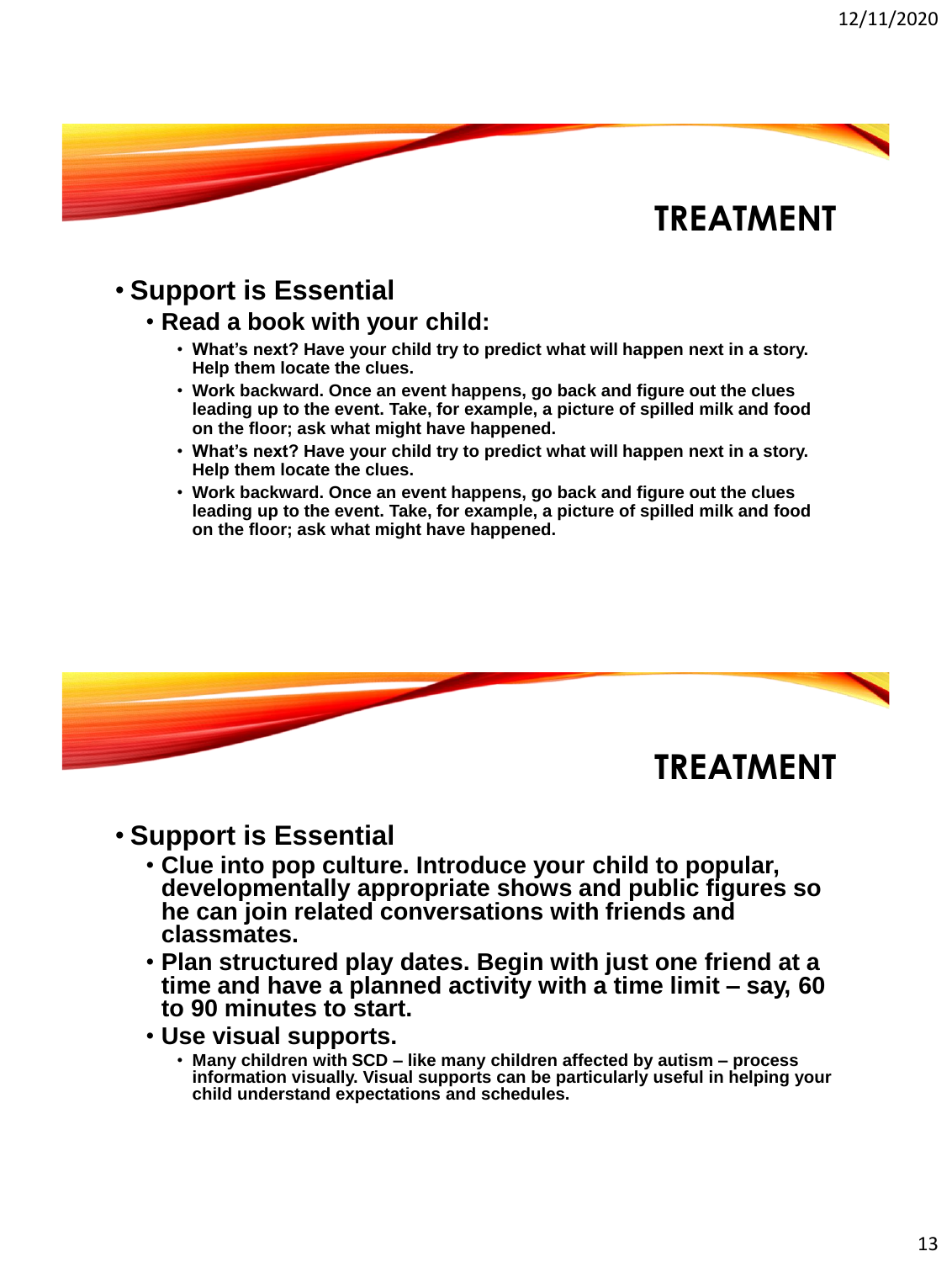## TREATMENT

- **Support is Essential**
  - **Read a book with your child:**
    - **What's next? Have your child try to predict what will happen next in a story. Help them locate the clues.**
    - **Work backward. Once an event happens, go back and figure out the clues leading up to the event. Take, for example, a picture of spilled milk and food on the floor; ask what might have happened.**
    - **What's next? Have your child try to predict what will happen next in a story. Help them locate the clues.**
    - **Work backward. Once an event happens, go back and figure out the clues leading up to the event. Take, for example, a picture of spilled milk and food on the floor; ask what might have happened.**

## TREATMENT

- **Support is Essential**
  - **Clue into pop culture. Introduce your child to popular, developmentally appropriate shows and public figures so he can join related conversations with friends and classmates.**
  - **Plan structured play dates. Begin with just one friend at a time and have a planned activity with a time limit – say, 60 to 90 minutes to start.**
  - **Use visual supports.**
    - **Many children with SCD – like many children affected by autism – process information visually. Visual supports can be particularly useful in helping your child understand expectations and schedules.**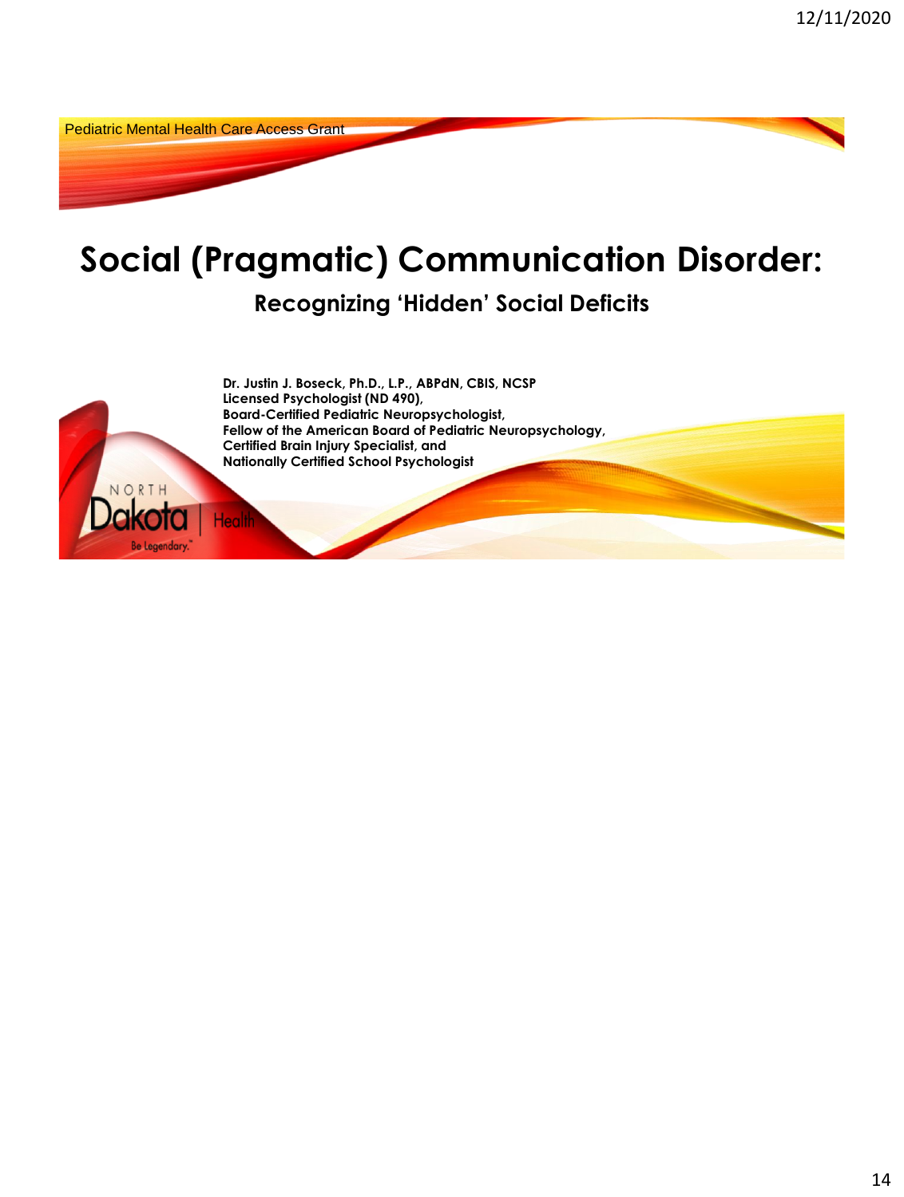Pediatric Mental Health Care Access Grant

# Social (Pragmatic) Communication Disorder:

## Recognizing 'Hidden' Social Deficits

**Dr. Justin J. Boseck, Ph.D., L.P., ABPdN, CBIS, NCSP**
**Licensed Psychologist (ND 490),**
**Board-Certified Pediatric Neuropsychologist,**
**Fellow of the American Board of Pediatric Neuropsychology,**
**Certified Brain Injury Specialist, and**
**Nationally Certified School Psychologist**

NORTH Dakota | Health
Be Legendary.